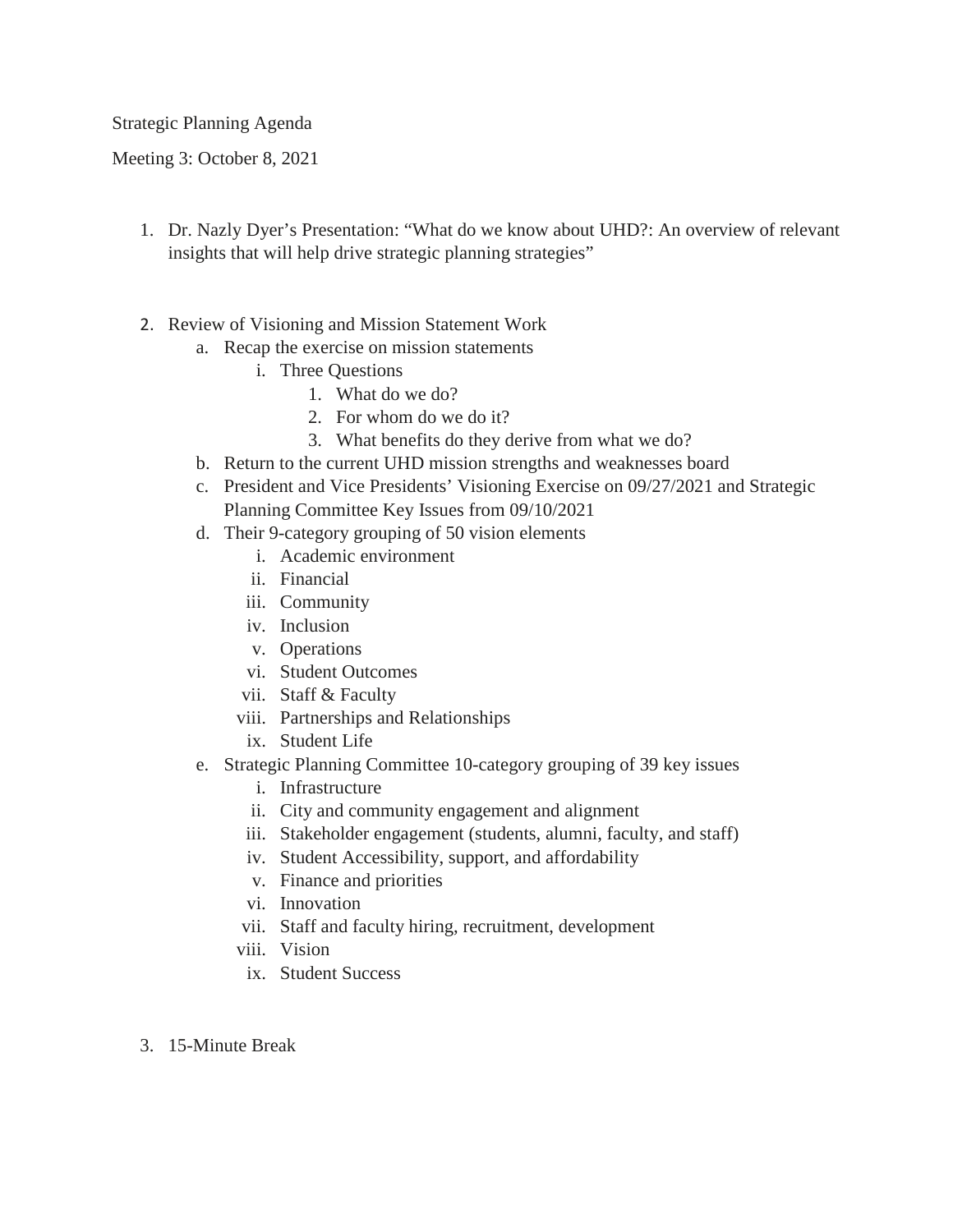Strategic Planning Agenda

Meeting 3: October 8, 2021

1. Dr. Nazly Dyer's Presentation: "What do we know about UHD?: An overview of relevant insights that will help drive strategic planning strategies"

2. Review of Visioning and Mission Statement Work
   a. Recap the exercise on mission statements
      i. Three Questions
         1. What do we do?
         2. For whom do we do it?
         3. What benefits do they derive from what we do?
   b. Return to the current UHD mission strengths and weaknesses board
   c. President and Vice Presidents' Visioning Exercise on 09/27/2021 and Strategic Planning Committee Key Issues from 09/10/2021
   d. Their 9-category grouping of 50 vision elements
      i. Academic environment
      ii. Financial
      iii. Community
      iv. Inclusion
      v. Operations
      vi. Student Outcomes
      vii. Staff & Faculty
      viii. Partnerships and Relationships
      ix. Student Life
   e. Strategic Planning Committee 10-category grouping of 39 key issues
      i. Infrastructure
      ii. City and community engagement and alignment
      iii. Stakeholder engagement (students, alumni, faculty, and staff)
      iv. Student Accessibility, support, and affordability
      v. Finance and priorities
      vi. Innovation
      vii. Staff and faculty hiring, recruitment, development
      viii. Vision
      ix. Student Success

3. 15-Minute Break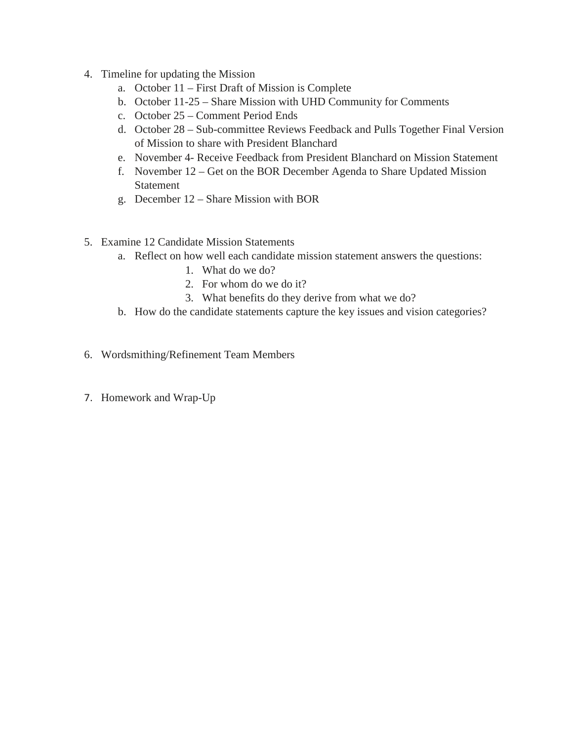4. Timeline for updating the Mission
    a. October 11 – First Draft of Mission is Complete
    b. October 11-25 – Share Mission with UHD Community for Comments
    c. October 25 – Comment Period Ends
    d. October 28 – Sub-committee Reviews Feedback and Pulls Together Final Version of Mission to share with President Blanchard
    e. November 4- Receive Feedback from President Blanchard on Mission Statement
    f. November 12 – Get on the BOR December Agenda to Share Updated Mission Statement
    g. December 12 – Share Mission with BOR

5. Examine 12 Candidate Mission Statements
    a. Reflect on how well each candidate mission statement answers the questions:
        1. What do we do?
        2. For whom do we do it?
        3. What benefits do they derive from what we do?
    b. How do the candidate statements capture the key issues and vision categories?

6. Wordsmithing/Refinement Team Members

7. Homework and Wrap-Up